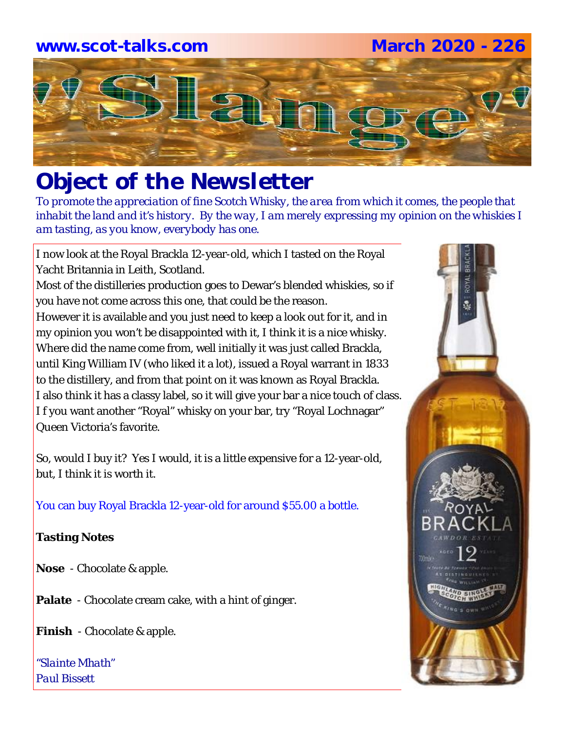www.scot-talks.com March 2020 - 226

# "Slange"

## Object of the Newsletter

*To promote the appreciation of fine Scotch Whisky, the area from which it comes, the people that inhabit the land and it's history. By the way, I am merely expressing my opinion on the whiskies I am tasting, as you know, everybody has one.*

I now look at the Royal Brackla 12-year-old, which I tasted on the Royal Yacht Britannia in Leith, Scotland.
Most of the distilleries production goes to Dewar's blended whiskies, so if you have not come across this one, that could be the reason.
However it is available and you just need to keep a look out for it, and in my opinion you won't be disappointed with it, I think it is a nice whisky.
Where did the name come from, well initially it was just called Brackla, until King William IV (who liked it a lot), issued a Royal warrant in 1833 to the distillery, and from that point on it was known as Royal Brackla.
I also think it has a classy label, so it will give your bar a nice touch of class.
I f you want another "Royal" whisky on your bar, try "Royal Lochnagar" Queen Victoria's favorite.

So, would I buy it? Yes I would, it is a little expensive for a 12-year-old, but, I think it is worth it.

You can buy Royal Brackla 12-year-old for around $55.00 a bottle.

**Tasting Notes**

**Nose** - Chocolate & apple.

**Palate** - Chocolate cream cake, with a hint of ginger.

**Finish** - Chocolate & apple.

*"Slainte Mhath"*
*Paul Bissett*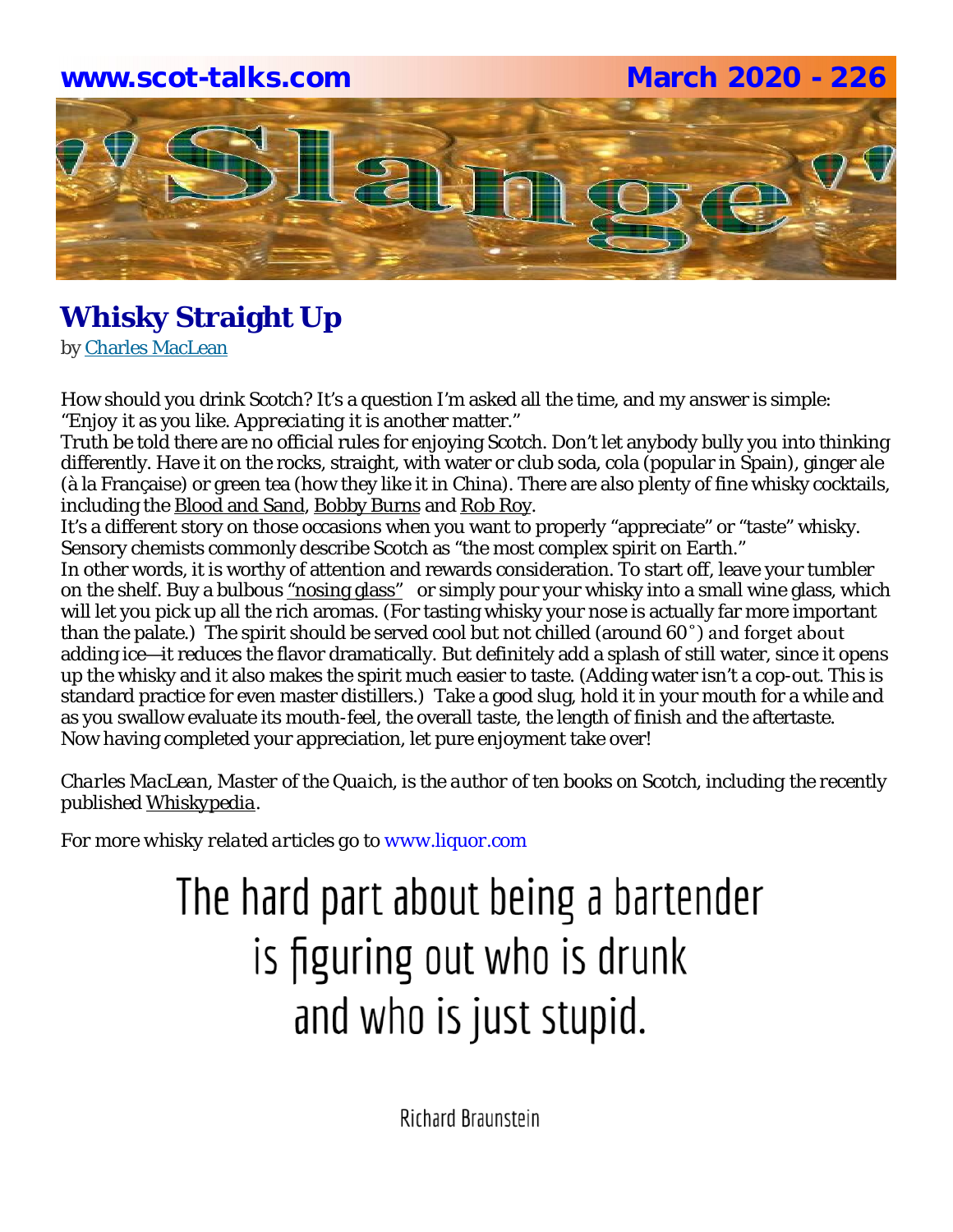## Whisky Straight Up

by Charles MacLean

How should you drink Scotch? It's a question I'm asked all the time, and my answer is simple: "Enjoy it as you like. *Appreciating* it is another matter."

Truth be told there are no official rules for enjoying Scotch. Don't let anybody bully you into thinking differently. Have it on the rocks, straight, with water or club soda, cola (popular in Spain), ginger ale (à la Française) or green tea (how they like it in China). There are also plenty of fine whisky cocktails, including the Blood and Sand, Bobby Burns and Rob Roy.

It's a different story on those occasions when you want to properly "appreciate" or "taste" whisky. Sensory chemists commonly describe Scotch as "the most complex spirit on Earth."

In other words, it is worthy of attention and rewards consideration. To start off, leave your tumbler on the shelf. Buy a bulbous "nosing glass" or simply pour your whisky into a small wine glass, which will let you pick up all the rich aromas. (For tasting whisky your nose is actually far more important than the palate.) The spirit should be served cool but not chilled (around 60˚) and forget about adding ice—it reduces the flavor dramatically. But definitely add a splash of still water, since it opens up the whisky and it also makes the spirit much easier to taste. (Adding water isn't a cop-out. This is standard practice for even master distillers.) Take a good slug, hold it in your mouth for a while and as you swallow evaluate its mouth-feel, the overall taste, the length of finish and the aftertaste. Now having completed your appreciation, let pure enjoyment take over!

*Charles MacLean, Master of the Quaich, is the author of ten books on Scotch, including the recently published* Whiskypedia.

*For more whisky related articles go to* www.liquor.com

The hard part about being a bartender is figuring out who is drunk and who is just stupid.

Richard Braunstein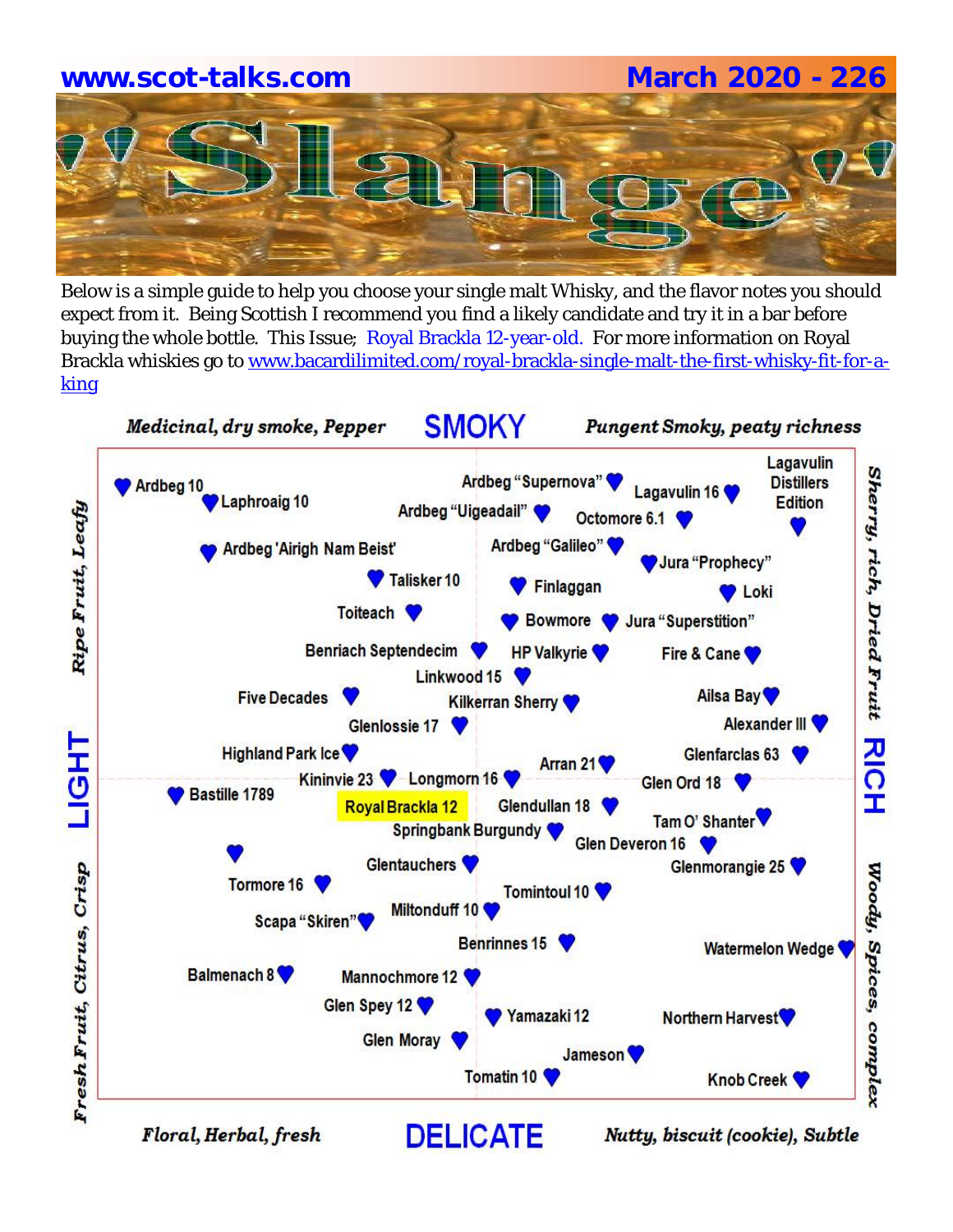**www.scot-talks.com** **March 2020 - 226**

# Slange

Below is a simple guide to help you choose your single malt Whisky, and the flavor notes you should expect from it. Being Scottish I recommend you find a likely candidate and try it in a bar before buying the whole bottle. This Issue; Royal Brackla 12-year-old. For more information on Royal Brackla whiskies go to www.bacardilimited.com/royal-brackla-single-malt-the-first-whisky-fit-for-a-king

*Medicinal, dry smoke, Pepper* — **SMOKY** — *Pungent Smoky, peaty richness*

*Ripe Fruit, Leafy* — **LIGHT** — *Fresh Fruit, Citrus, Crisp*

*Sherry, rich, Dried Fruit* — **RICH** — *Woody, Spices, complex*

*Floral, Herbal, fresh* — **DELICATE** — *Nutty, biscuit (cookie), Subtle*

Ardbeg 10
Laphroaig 10
Ardbeg "Supernova"
Ardbeg "Uigeadail"
Lagavulin 16
Lagavulin Distillers Edition
Octomore 6.1
Ardbeg 'Airigh Nam Beist'
Ardbeg "Galileo"
Jura "Prophecy"
Talisker 10
Finlaggan
Loki
Toiteach
Bowmore
Jura "Superstition"
Benriach Septendecim
HP Valkyrie
Fire & Cane
Linkwood 15
Five Decades
Kilkerran Sherry
Ailsa Bay
Glenlossie 17
Alexander III
Highland Park Ice
Glenfarclas 63
Arran 21
Kininvie 23
Longmorn 16
Glen Ord 18
Bastille 1789
Royal Brackla 12
Glendullan 18
Tam O' Shanter
Springbank Burgundy
Glen Deveron 16
Glentauchers
Glenmorangie 25
Tormore 16
Tomintoul 10
Scapa "Skiren"
Miltonduff 10
Benrinnes 15
Watermelon Wedge
Balmenach 8
Mannochmore 12
Glen Spey 12
Yamazaki 12
Northern Harvest
Glen Moray
Jameson
Tomatin 10
Knob Creek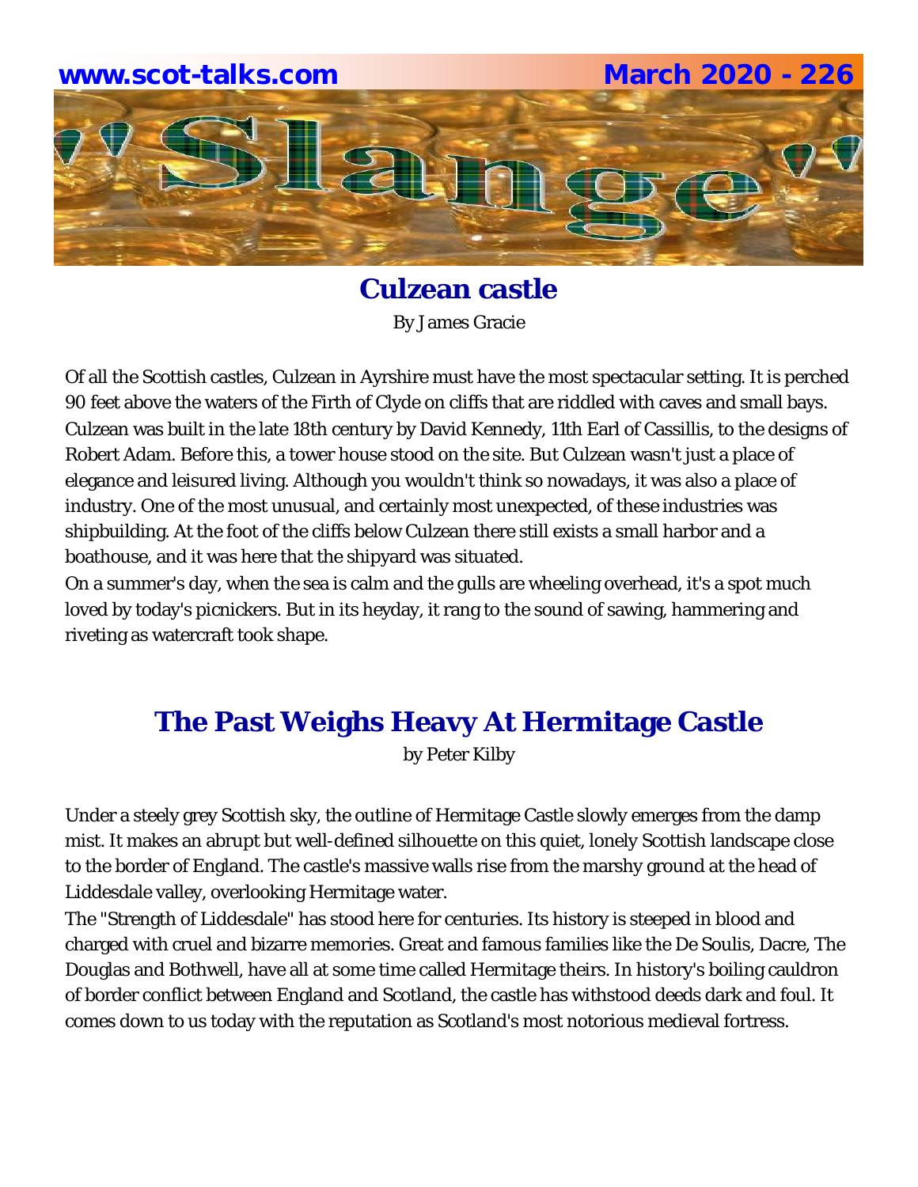## Culzean castle

By James Gracie

Of all the Scottish castles, Culzean in Ayrshire must have the most spectacular setting. It is perched 90 feet above the waters of the Firth of Clyde on cliffs that are riddled with caves and small bays. Culzean was built in the late 18th century by David Kennedy, 11th Earl of Cassillis, to the designs of Robert Adam. Before this, a tower house stood on the site. But Culzean wasn't just a place of elegance and leisured living. Although you wouldn't think so nowadays, it was also a place of industry. One of the most unusual, and certainly most unexpected, of these industries was shipbuilding. At the foot of the cliffs below Culzean there still exists a small harbor and a boathouse, and it was here that the shipyard was situated.

On a summer's day, when the sea is calm and the gulls are wheeling overhead, it's a spot much loved by today's picnickers. But in its heyday, it rang to the sound of sawing, hammering and riveting as watercraft took shape.

## The Past Weighs Heavy At Hermitage Castle

by Peter Kilby

Under a steely grey Scottish sky, the outline of Hermitage Castle slowly emerges from the damp mist. It makes an abrupt but well-defined silhouette on this quiet, lonely Scottish landscape close to the border of England. The castle's massive walls rise from the marshy ground at the head of Liddesdale valley, overlooking Hermitage water.

The "Strength of Liddesdale" has stood here for centuries. Its history is steeped in blood and charged with cruel and bizarre memories. Great and famous families like the De Soulis, Dacre, The Douglas and Bothwell, have all at some time called Hermitage theirs. In history's boiling cauldron of border conflict between England and Scotland, the castle has withstood deeds dark and foul. It comes down to us today with the reputation as Scotland's most notorious medieval fortress.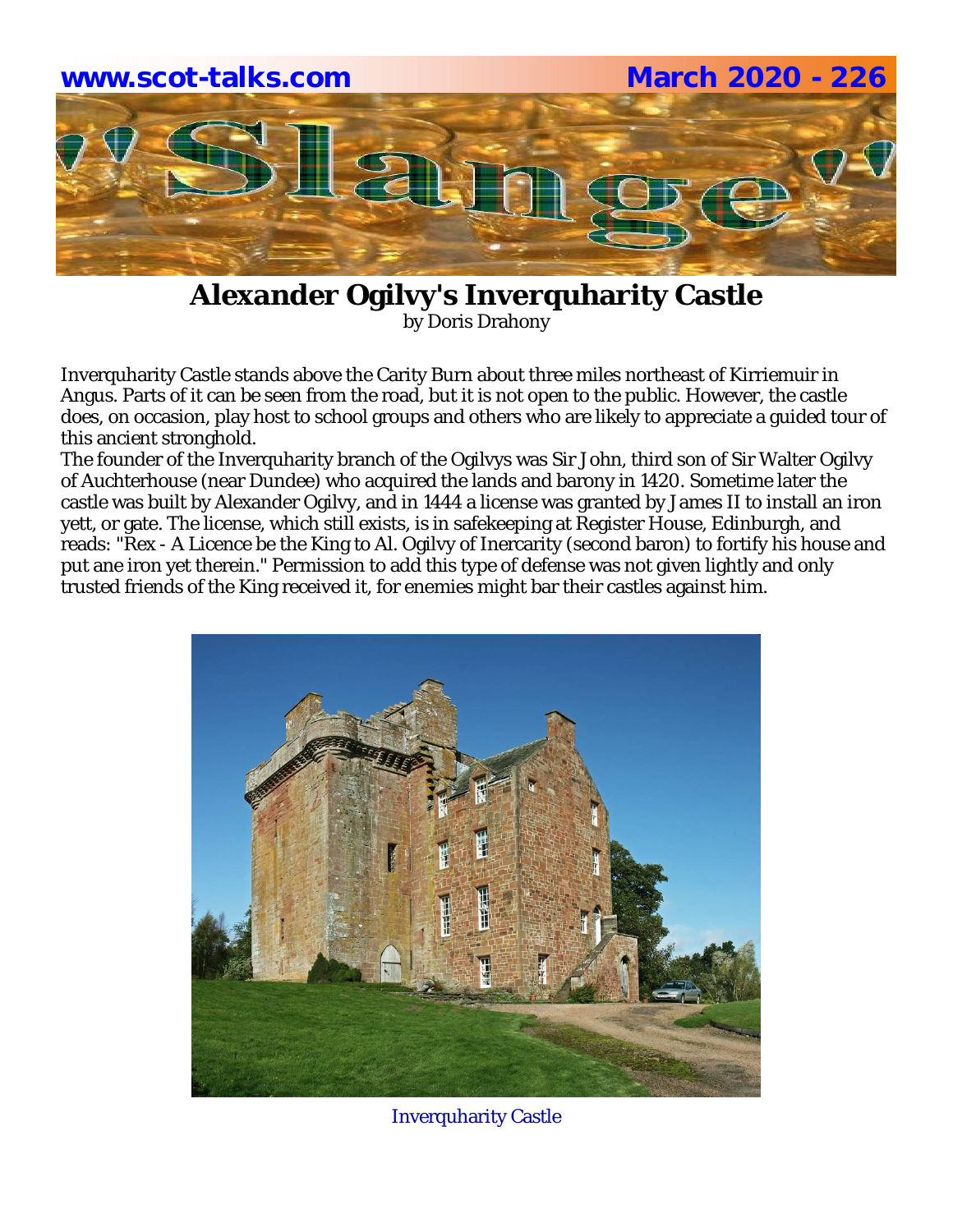# Alexander Ogilvy's Inverquharity Castle

by Doris Drahony

Inverquharity Castle stands above the Carity Burn about three miles northeast of Kirriemuir in Angus. Parts of it can be seen from the road, but it is not open to the public. However, the castle does, on occasion, play host to school groups and others who are likely to appreciate a guided tour of this ancient stronghold.

The founder of the Inverquharity branch of the Ogilvys was Sir John, third son of Sir Walter Ogilvy of Auchterhouse (near Dundee) who acquired the lands and barony in 1420. Sometime later the castle was built by Alexander Ogilvy, and in 1444 a license was granted by James II to install an iron yett, or gate. The license, which still exists, is in safekeeping at Register House, Edinburgh, and reads: "Rex - A Licence be the King to Al. Ogilvy of Inercarity (second baron) to fortify his house and put ane iron yet therein." Permission to add this type of defense was not given lightly and only trusted friends of the King received it, for enemies might bar their castles against him.

Inverquharity Castle